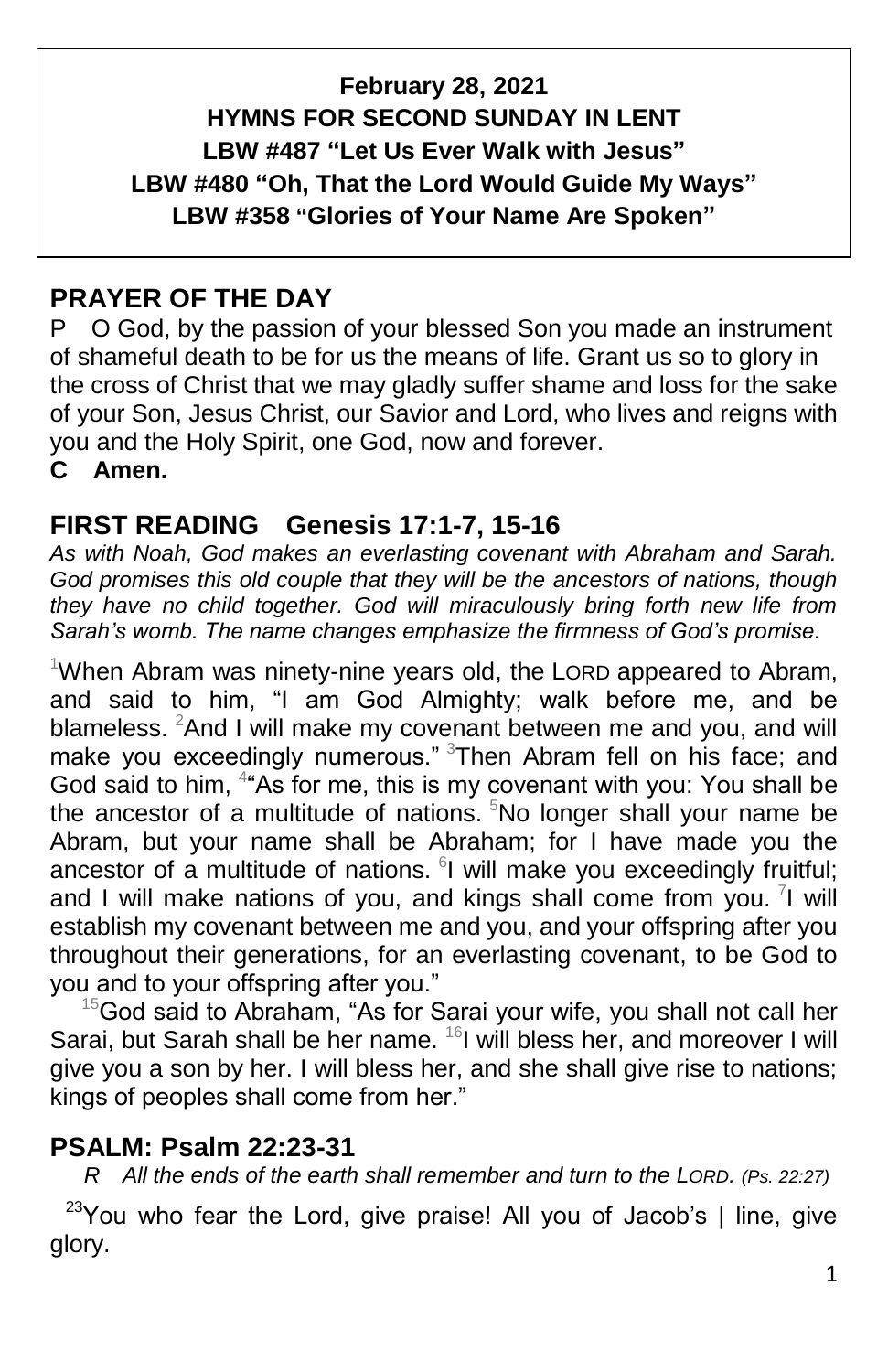**February 28, 2021**
**HYMNS FOR SECOND SUNDAY IN LENT**
**LBW #487 "Let Us Ever Walk with Jesus"**
**LBW #480 "Oh, That the Lord Would Guide My Ways"**
**LBW #358 "Glories of Your Name Are Spoken"**

## PRAYER OF THE DAY

P O God, by the passion of your blessed Son you made an instrument of shameful death to be for us the means of life. Grant us so to glory in the cross of Christ that we may gladly suffer shame and loss for the sake of your Son, Jesus Christ, our Savior and Lord, who lives and reigns with you and the Holy Spirit, one God, now and forever.

**C Amen.**

## FIRST READING Genesis 17:1-7, 15-16

*As with Noah, God makes an everlasting covenant with Abraham and Sarah. God promises this old couple that they will be the ancestors of nations, though they have no child together. God will miraculously bring forth new life from Sarah's womb. The name changes emphasize the firmness of God's promise.*

[1]When Abram was ninety-nine years old, the LORD appeared to Abram, and said to him, "I am God Almighty; walk before me, and be blameless. [2]And I will make my covenant between me and you, and will make you exceedingly numerous." [3]Then Abram fell on his face; and God said to him, [4]"As for me, this is my covenant with you: You shall be the ancestor of a multitude of nations. [5]No longer shall your name be Abram, but your name shall be Abraham; for I have made you the ancestor of a multitude of nations. [6]I will make you exceedingly fruitful; and I will make nations of you, and kings shall come from you. [7]I will establish my covenant between me and you, and your offspring after you throughout their generations, for an everlasting covenant, to be God to you and to your offspring after you."

[15]God said to Abraham, "As for Sarai your wife, you shall not call her Sarai, but Sarah shall be her name. [16]I will bless her, and moreover I will give you a son by her. I will bless her, and she shall give rise to nations; kings of peoples shall come from her."

## PSALM: Psalm 22:23-31

*R All the ends of the earth shall remember and turn to the LORD. (Ps. 22:27)*

[23]You who fear the Lord, give praise! All you of Jacob's | line, give glory.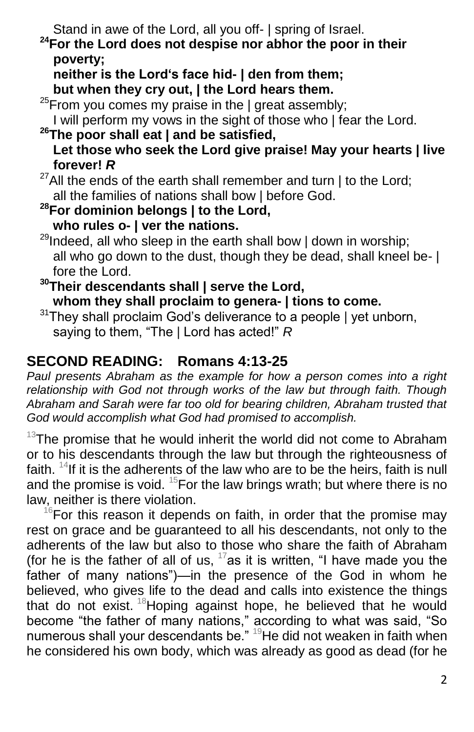Stand in awe of the Lord, all you off- | spring of Israel.

**[24]For the Lord does not despise nor abhor the poor in their poverty;**
**neither is the Lord‘s face hid- | den from them;**
**but when they cry out, | the Lord hears them.**

[25]From you comes my praise in the | great assembly;
I will perform my vows in the sight of those who | fear the Lord.

**[26]The poor shall eat | and be satisfied,**
**Let those who seek the Lord give praise! May your hearts | live forever!** ***R***

[27]All the ends of the earth shall remember and turn | to the Lord;
all the families of nations shall bow | before God.

**[28]For dominion belongs | to the Lord,**
**who rules o- | ver the nations.**

[29]Indeed, all who sleep in the earth shall bow | down in worship;
all who go down to the dust, though they be dead, shall kneel be- | fore the Lord.

**[30]Their descendants shall | serve the Lord,**
**whom they shall proclaim to genera- | tions to come.**

[31]They shall proclaim God’s deliverance to a people | yet unborn,
saying to them, “The | Lord has acted!” *R*

## SECOND READING: Romans 4:13-25

*Paul presents Abraham as the example for how a person comes into a right relationship with God not through works of the law but through faith. Though Abraham and Sarah were far too old for bearing children, Abraham trusted that God would accomplish what God had promised to accomplish.*

[13]The promise that he would inherit the world did not come to Abraham or to his descendants through the law but through the righteousness of faith. [14]If it is the adherents of the law who are to be the heirs, faith is null and the promise is void. [15]For the law brings wrath; but where there is no law, neither is there violation.

[16]For this reason it depends on faith, in order that the promise may rest on grace and be guaranteed to all his descendants, not only to the adherents of the law but also to those who share the faith of Abraham (for he is the father of all of us, [17]as it is written, “I have made you the father of many nations”)—in the presence of the God in whom he believed, who gives life to the dead and calls into existence the things that do not exist. [18]Hoping against hope, he believed that he would become “the father of many nations,” according to what was said, “So numerous shall your descendants be.” [19]He did not weaken in faith when he considered his own body, which was already as good as dead (for he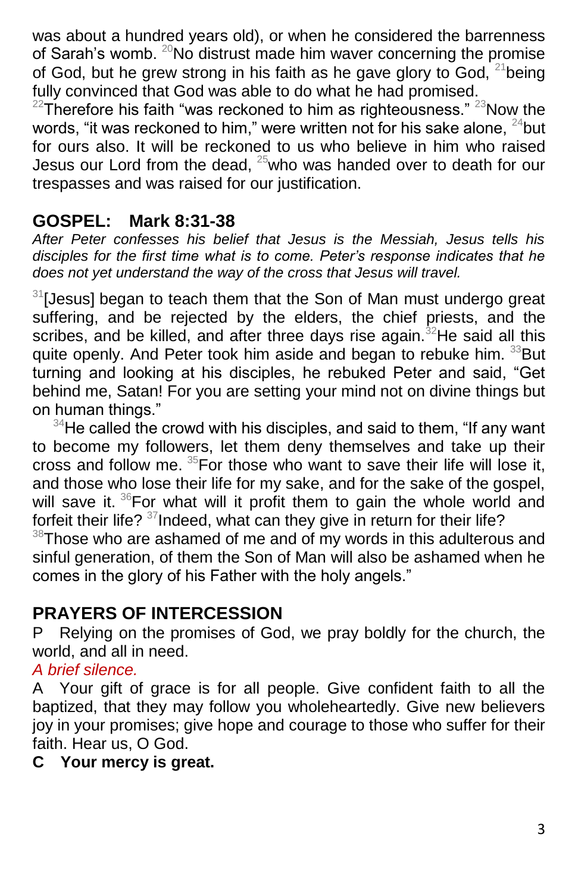was about a hundred years old), or when he considered the barrenness of Sarah's womb. [20]No distrust made him waver concerning the promise of God, but he grew strong in his faith as he gave glory to God, [21]being fully convinced that God was able to do what he had promised. [22]Therefore his faith "was reckoned to him as righteousness." [23]Now the words, "it was reckoned to him," were written not for his sake alone, [24]but for ours also. It will be reckoned to us who believe in him who raised Jesus our Lord from the dead, [25]who was handed over to death for our trespasses and was raised for our justification.

## GOSPEL: Mark 8:31-38

*After Peter confesses his belief that Jesus is the Messiah, Jesus tells his disciples for the first time what is to come. Peter's response indicates that he does not yet understand the way of the cross that Jesus will travel.*

[31][Jesus] began to teach them that the Son of Man must undergo great suffering, and be rejected by the elders, the chief priests, and the scribes, and be killed, and after three days rise again.[32]He said all this quite openly. And Peter took him aside and began to rebuke him. [33]But turning and looking at his disciples, he rebuked Peter and said, "Get behind me, Satan! For you are setting your mind not on divine things but on human things."

[34]He called the crowd with his disciples, and said to them, "If any want to become my followers, let them deny themselves and take up their cross and follow me. [35]For those who want to save their life will lose it, and those who lose their life for my sake, and for the sake of the gospel, will save it. [36]For what will it profit them to gain the whole world and forfeit their life? [37]Indeed, what can they give in return for their life? [38]Those who are ashamed of me and of my words in this adulterous and sinful generation, of them the Son of Man will also be ashamed when he comes in the glory of his Father with the holy angels."

## PRAYERS OF INTERCESSION

P Relying on the promises of God, we pray boldly for the church, the world, and all in need.

*A brief silence.*

A Your gift of grace is for all people. Give confident faith to all the baptized, that they may follow you wholeheartedly. Give new believers joy in your promises; give hope and courage to those who suffer for their faith. Hear us, O God.

**C Your mercy is great.**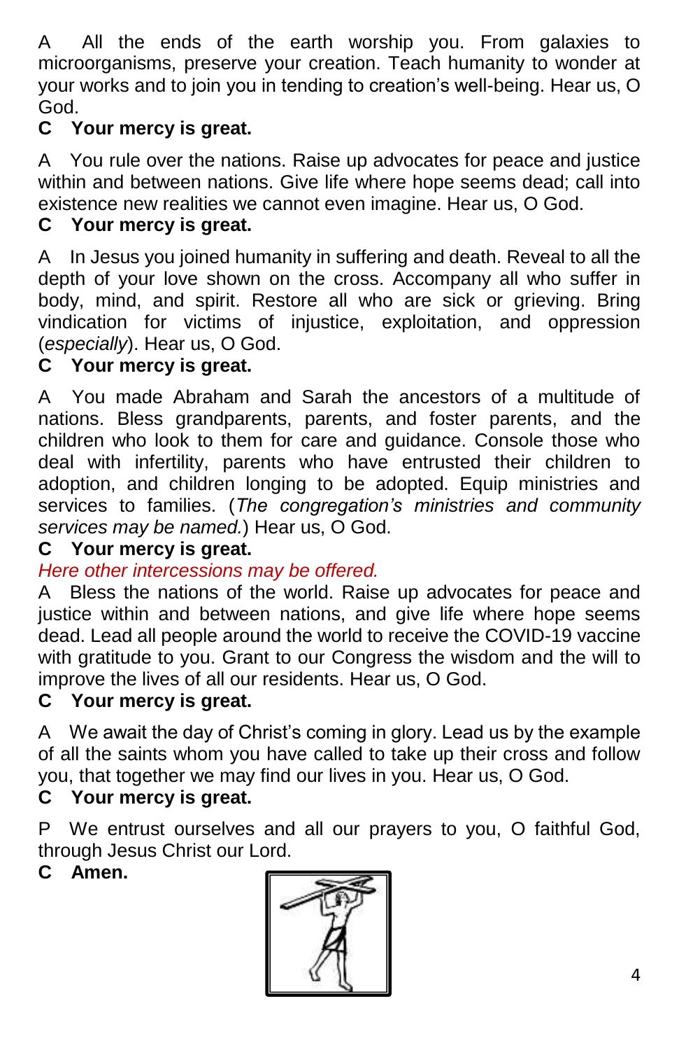A All the ends of the earth worship you. From galaxies to microorganisms, preserve your creation. Teach humanity to wonder at your works and to join you in tending to creation's well-being. Hear us, O God.

**C Your mercy is great.**

A You rule over the nations. Raise up advocates for peace and justice within and between nations. Give life where hope seems dead; call into existence new realities we cannot even imagine. Hear us, O God.

**C Your mercy is great.**

A In Jesus you joined humanity in suffering and death. Reveal to all the depth of your love shown on the cross. Accompany all who suffer in body, mind, and spirit. Restore all who are sick or grieving. Bring vindication for victims of injustice, exploitation, and oppression (*especially*). Hear us, O God.

**C Your mercy is great.**

A You made Abraham and Sarah the ancestors of a multitude of nations. Bless grandparents, parents, and foster parents, and the children who look to them for care and guidance. Console those who deal with infertility, parents who have entrusted their children to adoption, and children longing to be adopted. Equip ministries and services to families. (*The congregation's ministries and community services may be named.*) Hear us, O God.

**C Your mercy is great.**

*Here other intercessions may be offered.*

A Bless the nations of the world. Raise up advocates for peace and justice within and between nations, and give life where hope seems dead. Lead all people around the world to receive the COVID-19 vaccine with gratitude to you. Grant to our Congress the wisdom and the will to improve the lives of all our residents. Hear us, O God.

**C Your mercy is great.**

A We await the day of Christ's coming in glory. Lead us by the example of all the saints whom you have called to take up their cross and follow you, that together we may find our lives in you. Hear us, O God.

**C Your mercy is great.**

P We entrust ourselves and all our prayers to you, O faithful God, through Jesus Christ our Lord.

**C Amen.**